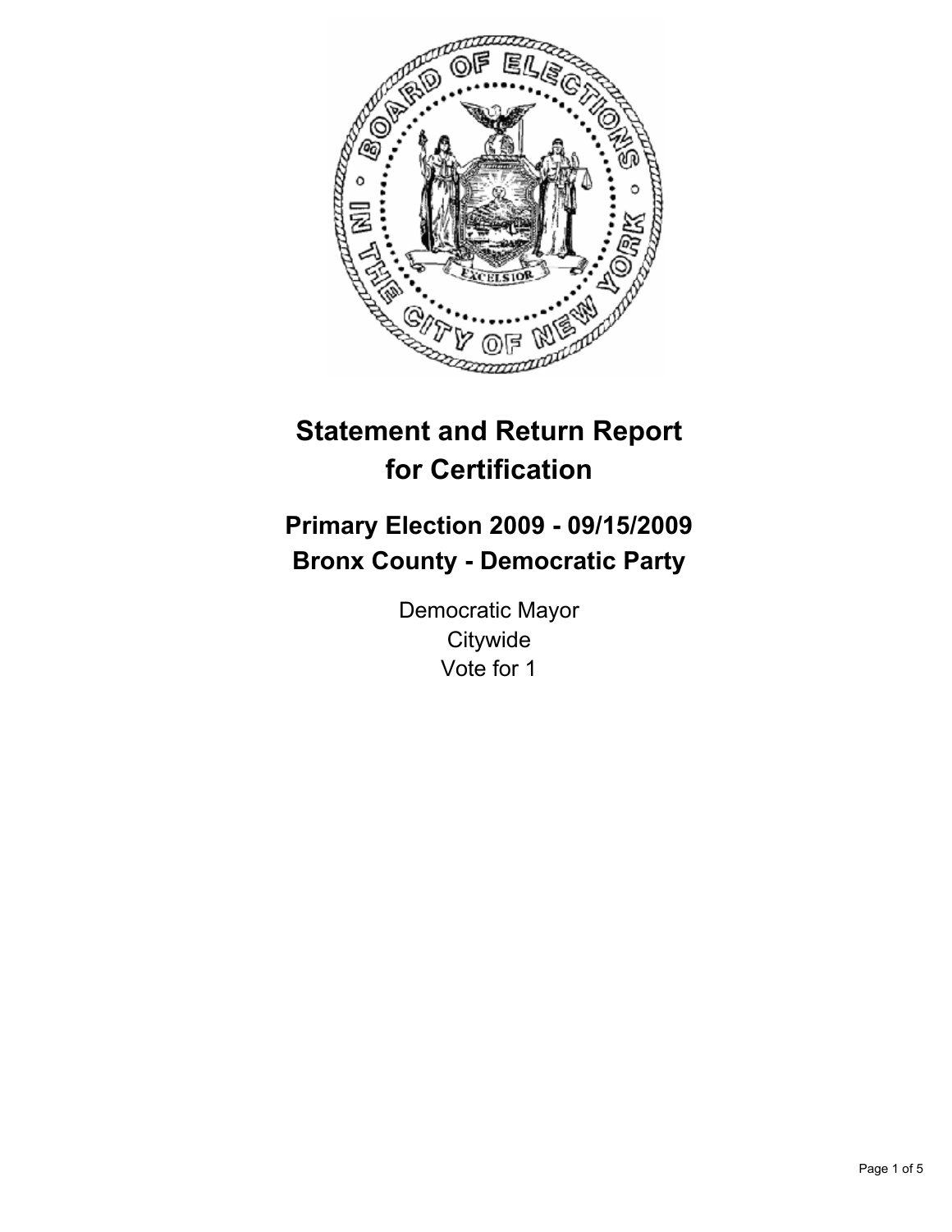# Statement and Return Report for Certification

## Primary Election 2009 - 09/15/2009
## Bronx County - Democratic Party

Democratic Mayor
Citywide
Vote for 1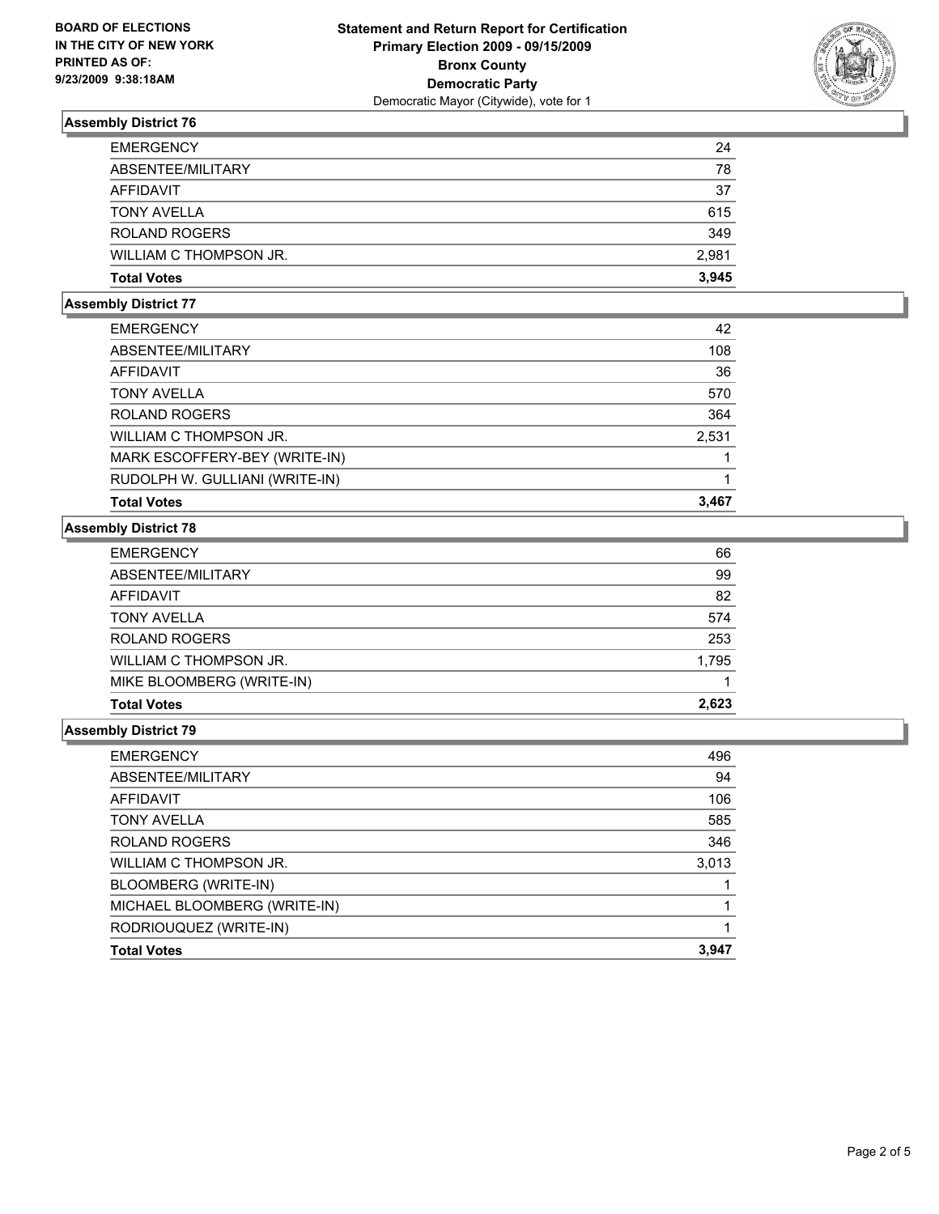**BOARD OF ELECTIONS IN THE CITY OF NEW YORK PRINTED AS OF: 9/23/2009 9:38:18AM**

**Statement and Return Report for Certification Primary Election 2009 - 09/15/2009 Bronx County Democratic Party**
Democratic Mayor (Citywide), vote for 1

### Assembly District 76

| | |
|---|---|
| EMERGENCY | 24 |
| ABSENTEE/MILITARY | 78 |
| AFFIDAVIT | 37 |
| TONY AVELLA | 615 |
| ROLAND ROGERS | 349 |
| WILLIAM C THOMPSON JR. | 2,981 |
| **Total Votes** | **3,945** |

### Assembly District 77

| | |
|---|---|
| EMERGENCY | 42 |
| ABSENTEE/MILITARY | 108 |
| AFFIDAVIT | 36 |
| TONY AVELLA | 570 |
| ROLAND ROGERS | 364 |
| WILLIAM C THOMPSON JR. | 2,531 |
| MARK ESCOFFERY-BEY (WRITE-IN) | 1 |
| RUDOLPH W. GULLIANI (WRITE-IN) | 1 |
| **Total Votes** | **3,467** |

### Assembly District 78

| | |
|---|---|
| EMERGENCY | 66 |
| ABSENTEE/MILITARY | 99 |
| AFFIDAVIT | 82 |
| TONY AVELLA | 574 |
| ROLAND ROGERS | 253 |
| WILLIAM C THOMPSON JR. | 1,795 |
| MIKE BLOOMBERG (WRITE-IN) | 1 |
| **Total Votes** | **2,623** |

### Assembly District 79

| | |
|---|---|
| EMERGENCY | 496 |
| ABSENTEE/MILITARY | 94 |
| AFFIDAVIT | 106 |
| TONY AVELLA | 585 |
| ROLAND ROGERS | 346 |
| WILLIAM C THOMPSON JR. | 3,013 |
| BLOOMBERG (WRITE-IN) | 1 |
| MICHAEL BLOOMBERG (WRITE-IN) | 1 |
| RODRIOUQUEZ (WRITE-IN) | 1 |
| **Total Votes** | **3,947** |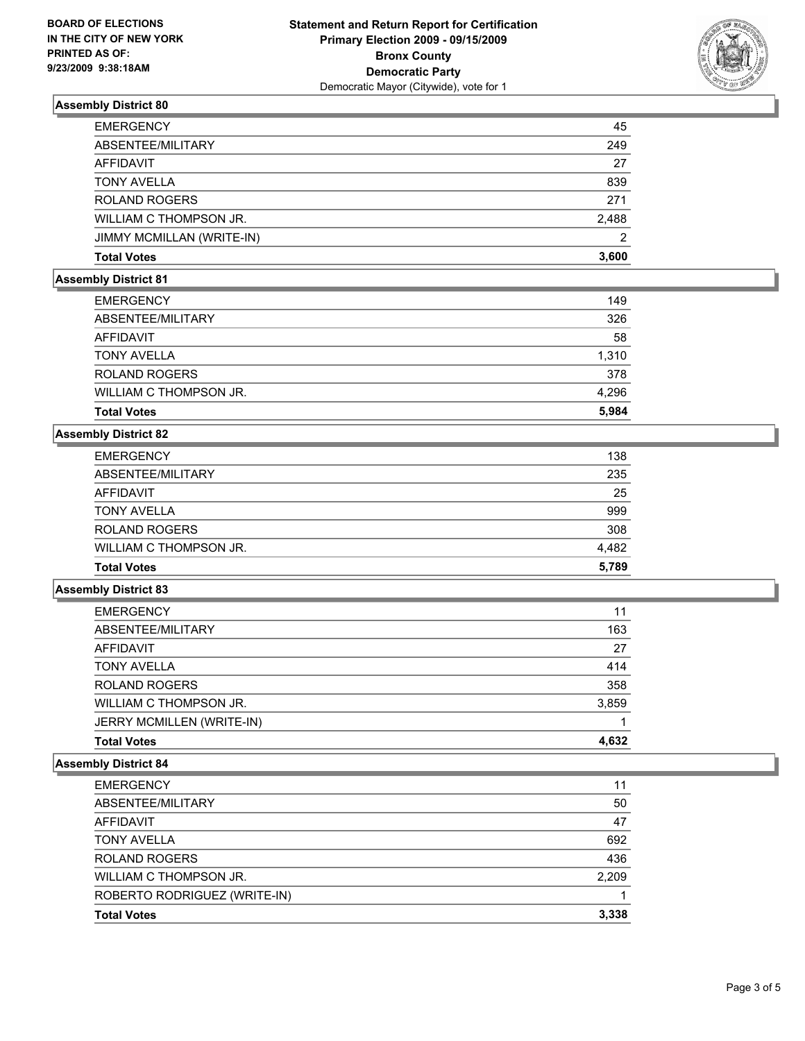**BOARD OF ELECTIONS IN THE CITY OF NEW YORK PRINTED AS OF: 9/23/2009 9:38:18AM**

**Statement and Return Report for Certification**
**Primary Election 2009 - 09/15/2009**
**Bronx County**
**Democratic Party**
Democratic Mayor (Citywide), vote for 1

### Assembly District 80

| | |
|---|---|
| EMERGENCY | 45 |
| ABSENTEE/MILITARY | 249 |
| AFFIDAVIT | 27 |
| TONY AVELLA | 839 |
| ROLAND ROGERS | 271 |
| WILLIAM C THOMPSON JR. | 2,488 |
| JIMMY MCMILLAN (WRITE-IN) | 2 |
| **Total Votes** | **3,600** |

### Assembly District 81

| | |
|---|---|
| EMERGENCY | 149 |
| ABSENTEE/MILITARY | 326 |
| AFFIDAVIT | 58 |
| TONY AVELLA | 1,310 |
| ROLAND ROGERS | 378 |
| WILLIAM C THOMPSON JR. | 4,296 |
| **Total Votes** | **5,984** |

### Assembly District 82

| | |
|---|---|
| EMERGENCY | 138 |
| ABSENTEE/MILITARY | 235 |
| AFFIDAVIT | 25 |
| TONY AVELLA | 999 |
| ROLAND ROGERS | 308 |
| WILLIAM C THOMPSON JR. | 4,482 |
| **Total Votes** | **5,789** |

### Assembly District 83

| | |
|---|---|
| EMERGENCY | 11 |
| ABSENTEE/MILITARY | 163 |
| AFFIDAVIT | 27 |
| TONY AVELLA | 414 |
| ROLAND ROGERS | 358 |
| WILLIAM C THOMPSON JR. | 3,859 |
| JERRY MCMILLEN (WRITE-IN) | 1 |
| **Total Votes** | **4,632** |

### Assembly District 84

| | |
|---|---|
| EMERGENCY | 11 |
| ABSENTEE/MILITARY | 50 |
| AFFIDAVIT | 47 |
| TONY AVELLA | 692 |
| ROLAND ROGERS | 436 |
| WILLIAM C THOMPSON JR. | 2,209 |
| ROBERTO RODRIGUEZ (WRITE-IN) | 1 |
| **Total Votes** | **3,338** |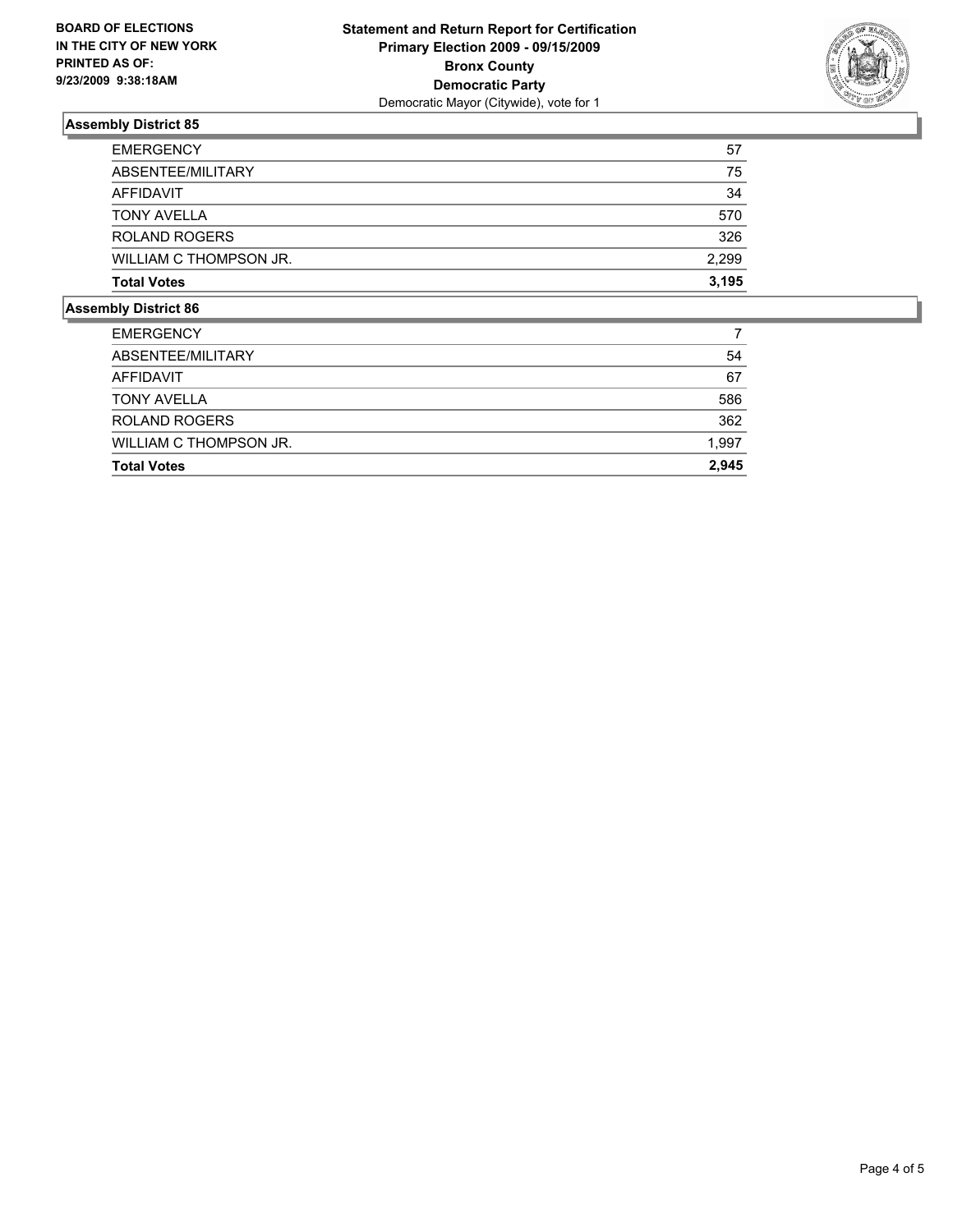**BOARD OF ELECTIONS IN THE CITY OF NEW YORK PRINTED AS OF: 9/23/2009 9:38:18AM**

**Statement and Return Report for Certification**
**Primary Election 2009 - 09/15/2009**
**Bronx County**
**Democratic Party**
Democratic Mayor (Citywide), vote for 1

### Assembly District 85

| | |
|---|---|
| EMERGENCY | 57 |
| ABSENTEE/MILITARY | 75 |
| AFFIDAVIT | 34 |
| TONY AVELLA | 570 |
| ROLAND ROGERS | 326 |
| WILLIAM C THOMPSON JR. | 2,299 |
| **Total Votes** | **3,195** |

### Assembly District 86

| | |
|---|---|
| EMERGENCY | 7 |
| ABSENTEE/MILITARY | 54 |
| AFFIDAVIT | 67 |
| TONY AVELLA | 586 |
| ROLAND ROGERS | 362 |
| WILLIAM C THOMPSON JR. | 1,997 |
| **Total Votes** | **2,945** |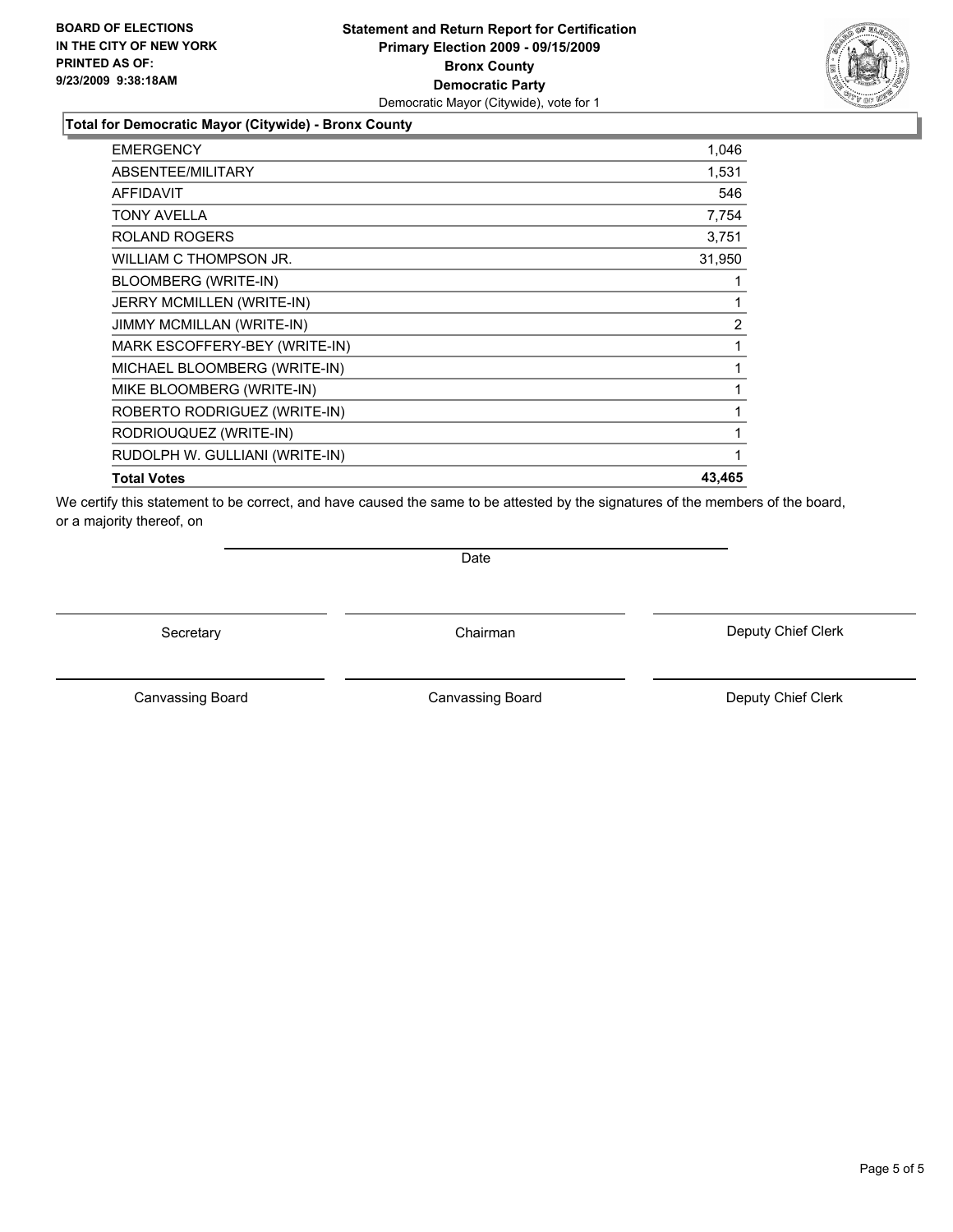**BOARD OF ELECTIONS IN THE CITY OF NEW YORK PRINTED AS OF: 9/23/2009 9:38:18AM**

**Statement and Return Report for Certification**
**Primary Election 2009 - 09/15/2009**
**Bronx County**
**Democratic Party**
Democratic Mayor (Citywide), vote for 1

### Total for Democratic Mayor (Citywide) - Bronx County

| | |
|---|---|
| EMERGENCY | 1,046 |
| ABSENTEE/MILITARY | 1,531 |
| AFFIDAVIT | 546 |
| TONY AVELLA | 7,754 |
| ROLAND ROGERS | 3,751 |
| WILLIAM C THOMPSON JR. | 31,950 |
| BLOOMBERG (WRITE-IN) | 1 |
| JERRY MCMILLEN (WRITE-IN) | 1 |
| JIMMY MCMILLAN (WRITE-IN) | 2 |
| MARK ESCOFFERY-BEY (WRITE-IN) | 1 |
| MICHAEL BLOOMBERG (WRITE-IN) | 1 |
| MIKE BLOOMBERG (WRITE-IN) | 1 |
| ROBERTO RODRIGUEZ (WRITE-IN) | 1 |
| RODRIOUQUEZ (WRITE-IN) | 1 |
| RUDOLPH W. GULLIANI (WRITE-IN) | 1 |
| **Total Votes** | **43,465** |

We certify this statement to be correct, and have caused the same to be attested by the signatures of the members of the board, or a majority thereof, on

Date

Secretary | Chairman | Deputy Chief Clerk

Canvassing Board | Canvassing Board | Deputy Chief Clerk